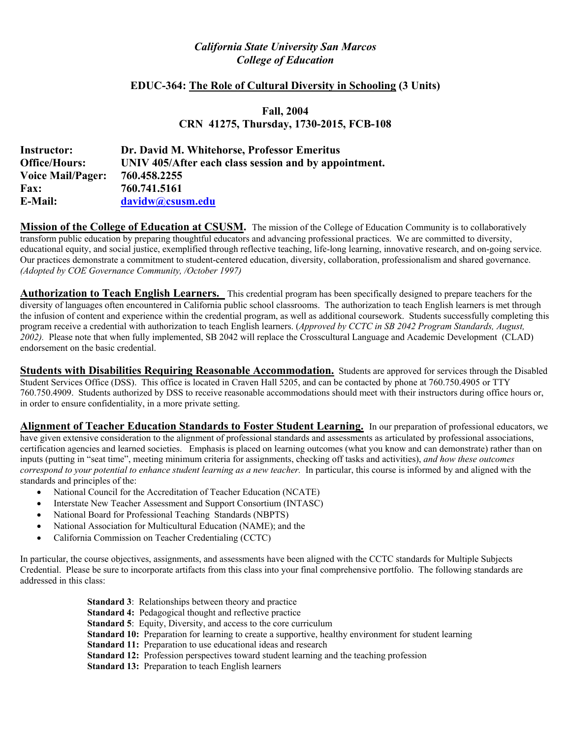*California State University San Marcos*
*College of Education*

**EDUC-364: The Role of Cultural Diversity in Schooling (3 Units)**

**Fall, 2004**
**CRN 41275, Thursday, 1730-2015, FCB-108**

**Instructor:** **Dr. David M. Whitehorse, Professor Emeritus**
**Office/Hours:** **UNIV 405/After each class session and by appointment.**
**Voice Mail/Pager:** **760.458.2255**
**Fax:** **760.741.5161**
**E-Mail:** **davidw@csusm.edu**

**Mission of the College of Education at CSUSM.** The mission of the College of Education Community is to collaboratively transform public education by preparing thoughtful educators and advancing professional practices. We are committed to diversity, educational equity, and social justice, exemplified through reflective teaching, life-long learning, innovative research, and on-going service. Our practices demonstrate a commitment to student-centered education, diversity, collaboration, professionalism and shared governance. *(Adopted by COE Governance Community, /October 1997)*

**Authorization to Teach English Learners.** This credential program has been specifically designed to prepare teachers for the diversity of languages often encountered in California public school classrooms. The authorization to teach English learners is met through the infusion of content and experience within the credential program, as well as additional coursework. Students successfully completing this program receive a credential with authorization to teach English learners. (*Approved by CCTC in SB 2042 Program Standards, August, 2002).* Please note that when fully implemented, SB 2042 will replace the Crosscultural Language and Academic Development (CLAD) endorsement on the basic credential.

**Students with Disabilities Requiring Reasonable Accommodation.** Students are approved for services through the Disabled Student Services Office (DSS). This office is located in Craven Hall 5205, and can be contacted by phone at 760.750.4905 or TTY 760.750.4909. Students authorized by DSS to receive reasonable accommodations should meet with their instructors during office hours or, in order to ensure confidentiality, in a more private setting.

**Alignment of Teacher Education Standards to Foster Student Learning.** In our preparation of professional educators, we have given extensive consideration to the alignment of professional standards and assessments as articulated by professional associations, certification agencies and learned societies. Emphasis is placed on learning outcomes (what you know and can demonstrate) rather than on inputs (putting in "seat time", meeting minimum criteria for assignments, checking off tasks and activities), *and how these outcomes correspond to your potential to enhance student learning as a new teacher.* In particular, this course is informed by and aligned with the standards and principles of the:

- National Council for the Accreditation of Teacher Education (NCATE)
- Interstate New Teacher Assessment and Support Consortium (INTASC)
- National Board for Professional Teaching Standards (NBPTS)
- National Association for Multicultural Education (NAME); and the
- California Commission on Teacher Credentialing (CCTC)

In particular, the course objectives, assignments, and assessments have been aligned with the CCTC standards for Multiple Subjects Credential. Please be sure to incorporate artifacts from this class into your final comprehensive portfolio. The following standards are addressed in this class:

**Standard 3**: Relationships between theory and practice
**Standard 4:** Pedagogical thought and reflective practice
**Standard 5**: Equity, Diversity, and access to the core curriculum
**Standard 10:** Preparation for learning to create a supportive, healthy environment for student learning
**Standard 11:** Preparation to use educational ideas and research
**Standard 12:** Profession perspectives toward student learning and the teaching profession
**Standard 13:** Preparation to teach English learners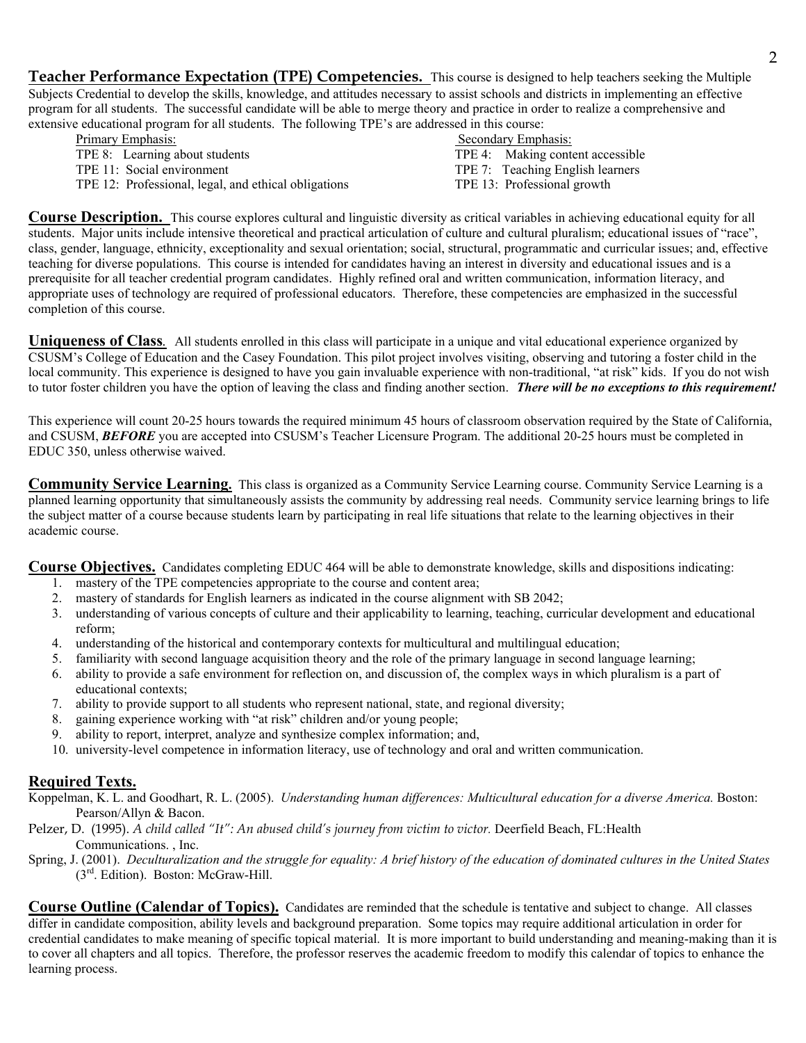**Teacher Performance Expectation (TPE) Competencies.** This course is designed to help teachers seeking the Multiple Subjects Credential to develop the skills, knowledge, and attitudes necessary to assist schools and districts in implementing an effective program for all students. The successful candidate will be able to merge theory and practice in order to realize a comprehensive and extensive educational program for all students. The following TPE's are addressed in this course:

| Primary Emphasis: | Secondary Emphasis: |
| --- | --- |
| TPE 8: Learning about students | TPE 4: Making content accessible |
| TPE 11: Social environment | TPE 7: Teaching English learners |
| TPE 12: Professional, legal, and ethical obligations | TPE 13: Professional growth |

**Course Description.** This course explores cultural and linguistic diversity as critical variables in achieving educational equity for all students. Major units include intensive theoretical and practical articulation of culture and cultural pluralism; educational issues of "race", class, gender, language, ethnicity, exceptionality and sexual orientation; social, structural, programmatic and curricular issues; and, effective teaching for diverse populations. This course is intended for candidates having an interest in diversity and educational issues and is a prerequisite for all teacher credential program candidates. Highly refined oral and written communication, information literacy, and appropriate uses of technology are required of professional educators. Therefore, these competencies are emphasized in the successful completion of this course.

**Uniqueness of Class.** All students enrolled in this class will participate in a unique and vital educational experience organized by CSUSM's College of Education and the Casey Foundation. This pilot project involves visiting, observing and tutoring a foster child in the local community. This experience is designed to have you gain invaluable experience with non-traditional, "at risk" kids. If you do not wish to tutor foster children you have the option of leaving the class and finding another section. ***There will be no exceptions to this requirement!***

This experience will count 20-25 hours towards the required minimum 45 hours of classroom observation required by the State of California, and CSUSM, ***BEFORE*** you are accepted into CSUSM's Teacher Licensure Program. The additional 20-25 hours must be completed in EDUC 350, unless otherwise waived.

**Community Service Learning.** This class is organized as a Community Service Learning course. Community Service Learning is a planned learning opportunity that simultaneously assists the community by addressing real needs. Community service learning brings to life the subject matter of a course because students learn by participating in real life situations that relate to the learning objectives in their academic course.

**Course Objectives.** Candidates completing EDUC 464 will be able to demonstrate knowledge, skills and dispositions indicating:

1. mastery of the TPE competencies appropriate to the course and content area;
2. mastery of standards for English learners as indicated in the course alignment with SB 2042;
3. understanding of various concepts of culture and their applicability to learning, teaching, curricular development and educational reform;
4. understanding of the historical and contemporary contexts for multicultural and multilingual education;
5. familiarity with second language acquisition theory and the role of the primary language in second language learning;
6. ability to provide a safe environment for reflection on, and discussion of, the complex ways in which pluralism is a part of educational contexts;
7. ability to provide support to all students who represent national, state, and regional diversity;
8. gaining experience working with "at risk" children and/or young people;
9. ability to report, interpret, analyze and synthesize complex information; and,
10. university-level competence in information literacy, use of technology and oral and written communication.

**Required Texts.**

Koppelman, K. L. and Goodhart, R. L. (2005). *Understanding human differences: Multicultural education for a diverse America.* Boston: Pearson/Allyn & Bacon.

Pelzer, D. (1995). *A child called "It": An abused child's journey from victim to victor.* Deerfield Beach, FL:Health Communications. , Inc.

Spring, J. (2001). *Deculturalization and the struggle for equality: A brief history of the education of dominated cultures in the United States* (3rd. Edition). Boston: McGraw-Hill.

**Course Outline (Calendar of Topics).** Candidates are reminded that the schedule is tentative and subject to change. All classes differ in candidate composition, ability levels and background preparation. Some topics may require additional articulation in order for credential candidates to make meaning of specific topical material. It is more important to build understanding and meaning-making than it is to cover all chapters and all topics. Therefore, the professor reserves the academic freedom to modify this calendar of topics to enhance the learning process.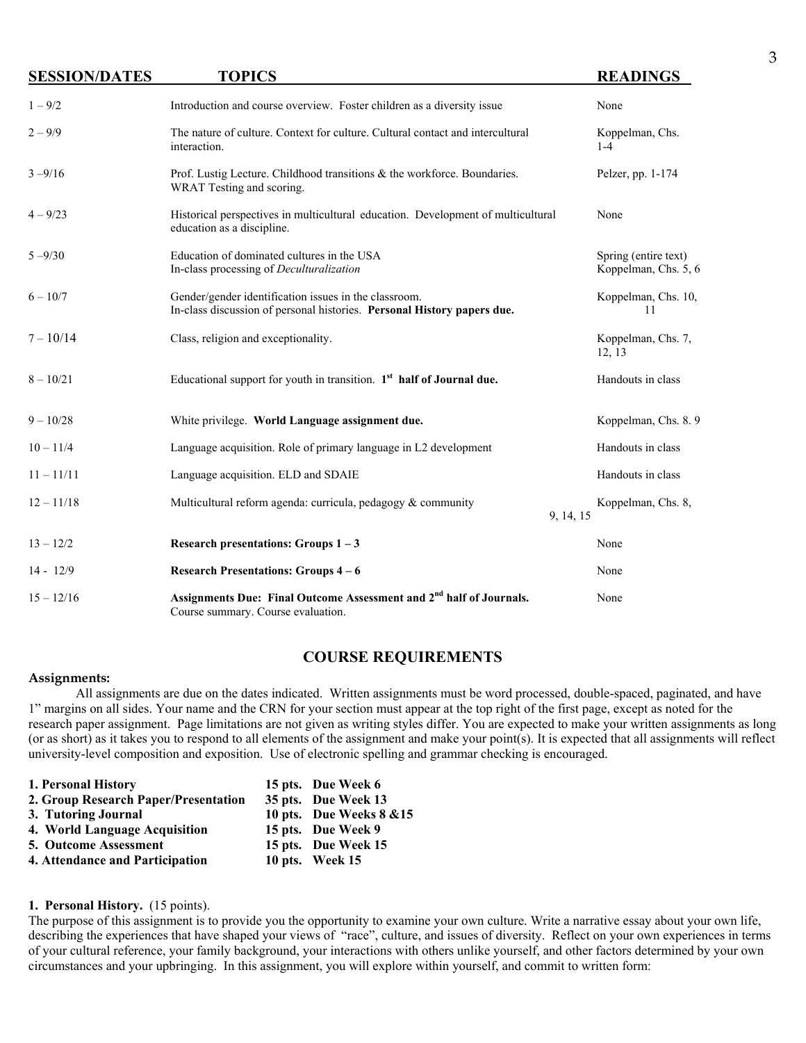| SESSION/DATES | TOPICS | READINGS |
|---|---|---|
| 1 – 9/2 | Introduction and course overview. Foster children as a diversity issue | None |
| 2 – 9/9 | The nature of culture. Context for culture. Cultural contact and intercultural interaction. | Koppelman, Chs. 1-4 |
| 3 –9/16 | Prof. Lustig Lecture. Childhood transitions & the workforce. Boundaries. WRAT Testing and scoring. | Pelzer, pp. 1-174 |
| 4 – 9/23 | Historical perspectives in multicultural education. Development of multicultural education as a discipline. | None |
| 5 –9/30 | Education of dominated cultures in the USA<br>In-class processing of *Deculturalization* | Spring (entire text)<br>Koppelman, Chs. 5, 6 |
| 6 – 10/7 | Gender/gender identification issues in the classroom.<br>In-class discussion of personal histories. **Personal History papers due.** | Koppelman, Chs. 10, 11 |
| 7 – 10/14 | Class, religion and exceptionality. | Koppelman, Chs. 7, 12, 13 |
| 8 – 10/21 | Educational support for youth in transition. **1st half of Journal due.** | Handouts in class |
| 9 – 10/28 | White privilege. **World Language assignment due.** | Koppelman, Chs. 8. 9 |
| 10 – 11/4 | Language acquisition. Role of primary language in L2 development | Handouts in class |
| 11 – 11/11 | Language acquisition. ELD and SDAIE | Handouts in class |
| 12 – 11/18 | Multicultural reform agenda: curricula, pedagogy & community | Koppelman, Chs. 8, 9, 14, 15 |
| 13 – 12/2 | **Research presentations: Groups 1 – 3** | None |
| 14 - 12/9 | **Research Presentations: Groups 4 – 6** | None |
| 15 – 12/16 | **Assignments Due: Final Outcome Assessment and 2nd half of Journals.**<br>Course summary. Course evaluation. | None |

## COURSE REQUIREMENTS

**Assignments:**

All assignments are due on the dates indicated. Written assignments must be word processed, double-spaced, paginated, and have 1" margins on all sides. Your name and the CRN for your section must appear at the top right of the first page, except as noted for the research paper assignment. Page limitations are not given as writing styles differ. You are expected to make your written assignments as long (or as short) as it takes you to respond to all elements of the assignment and make your point(s). It is expected that all assignments will reflect university-level composition and exposition. Use of electronic spelling and grammar checking is encouraged.

| | | |
|---|---|---|
| **1. Personal History** | **15 pts.** | **Due Week 6** |
| **2. Group Research Paper/Presentation** | **35 pts.** | **Due Week 13** |
| **3. Tutoring Journal** | **10 pts.** | **Due Weeks 8 &15** |
| **4. World Language Acquisition** | **15 pts.** | **Due Week 9** |
| **5. Outcome Assessment** | **15 pts.** | **Due Week 15** |
| **4. Attendance and Participation** | **10 pts.** | **Week 15** |

**1. Personal History.** (15 points).

The purpose of this assignment is to provide you the opportunity to examine your own culture. Write a narrative essay about your own life, describing the experiences that have shaped your views of "race", culture, and issues of diversity. Reflect on your own experiences in terms of your cultural reference, your family background, your interactions with others unlike yourself, and other factors determined by your own circumstances and your upbringing. In this assignment, you will explore within yourself, and commit to written form: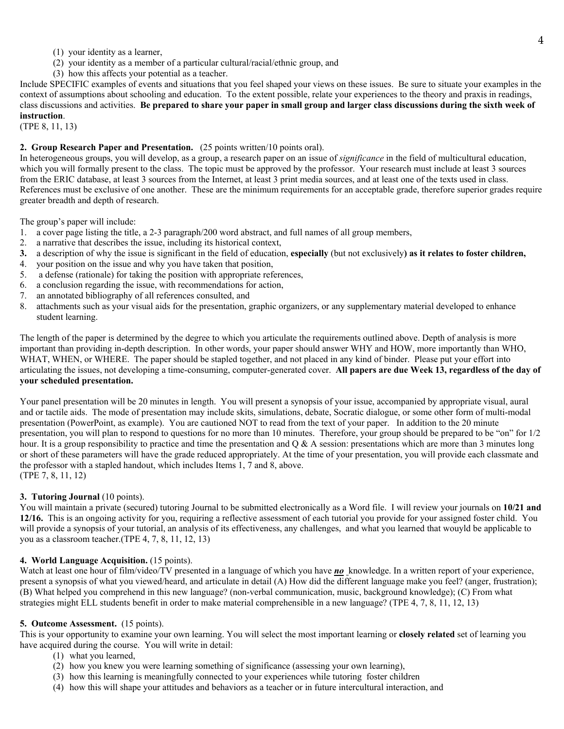(1) your identity as a learner,
(2) your identity as a member of a particular cultural/racial/ethnic group, and
(3) how this affects your potential as a teacher.

Include SPECIFIC examples of events and situations that you feel shaped your views on these issues. Be sure to situate your examples in the context of assumptions about schooling and education. To the extent possible, relate your experiences to the theory and praxis in readings, class discussions and activities. **Be prepared to share your paper in small group and larger class discussions during the sixth week of instruction**.
(TPE 8, 11, 13)

**2. Group Research Paper and Presentation.** (25 points written/10 points oral).
In heterogeneous groups, you will develop, as a group, a research paper on an issue of *significance* in the field of multicultural education, which you will formally present to the class. The topic must be approved by the professor. Your research must include at least 3 sources from the ERIC database, at least 3 sources from the Internet, at least 3 print media sources, and at least one of the texts used in class. References must be exclusive of one another. These are the minimum requirements for an acceptable grade, therefore superior grades require greater breadth and depth of research.

The group's paper will include:

1. a cover page listing the title, a 2-3 paragraph/200 word abstract, and full names of all group members,
2. a narrative that describes the issue, including its historical context,
3. a description of why the issue is significant in the field of education, **especially** (but not exclusively**) as it relates to foster children,**
4. your position on the issue and why you have taken that position,
5. a defense (rationale) for taking the position with appropriate references,
6. a conclusion regarding the issue, with recommendations for action,
7. an annotated bibliography of all references consulted, and
8. attachments such as your visual aids for the presentation, graphic organizers, or any supplementary material developed to enhance student learning.

The length of the paper is determined by the degree to which you articulate the requirements outlined above. Depth of analysis is more important than providing in-depth description. In other words, your paper should answer WHY and HOW, more importantly than WHO, WHAT, WHEN, or WHERE. The paper should be stapled together, and not placed in any kind of binder. Please put your effort into articulating the issues, not developing a time-consuming, computer-generated cover. **All papers are due Week 13, regardless of the day of your scheduled presentation.**

Your panel presentation will be 20 minutes in length. You will present a synopsis of your issue, accompanied by appropriate visual, aural and or tactile aids. The mode of presentation may include skits, simulations, debate, Socratic dialogue, or some other form of multi-modal presentation (PowerPoint, as example). You are cautioned NOT to read from the text of your paper. In addition to the 20 minute presentation, you will plan to respond to questions for no more than 10 minutes. Therefore, your group should be prepared to be "on" for 1/2 hour. It is a group responsibility to practice and time the presentation and Q & A session: presentations which are more than 3 minutes long or short of these parameters will have the grade reduced appropriately. At the time of your presentation, you will provide each classmate and the professor with a stapled handout, which includes Items 1, 7 and 8, above.
(TPE 7, 8, 11, 12)

**3. Tutoring Journal** (10 points).
You will maintain a private (secured) tutoring Journal to be submitted electronically as a Word file. I will review your journals on **10/21 and 12/16.** This is an ongoing activity for you, requiring a reflective assessment of each tutorial you provide for your assigned foster child. You will provide a synopsis of your tutorial, an analysis of its effectiveness, any challenges, and what you learned that wouyld be applicable to you as a classroom teacher.(TPE 4, 7, 8, 11, 12, 13)

**4. World Language Acquisition.** (15 points).
Watch at least one hour of film/video/TV presented in a language of which you have ***no*** knowledge. In a written report of your experience, present a synopsis of what you viewed/heard, and articulate in detail (A) How did the different language make you feel? (anger, frustration); (B) What helped you comprehend in this new language? (non-verbal communication, music, background knowledge); (C) From what strategies might ELL students benefit in order to make material comprehensible in a new language? (TPE 4, 7, 8, 11, 12, 13)

**5. Outcome Assessment.** (15 points).
This is your opportunity to examine your own learning. You will select the most important learning or **closely related** set of learning you have acquired during the course. You will write in detail:

(1) what you learned,
(2) how you knew you were learning something of significance (assessing your own learning),
(3) how this learning is meaningfully connected to your experiences while tutoring foster children
(4) how this will shape your attitudes and behaviors as a teacher or in future intercultural interaction, and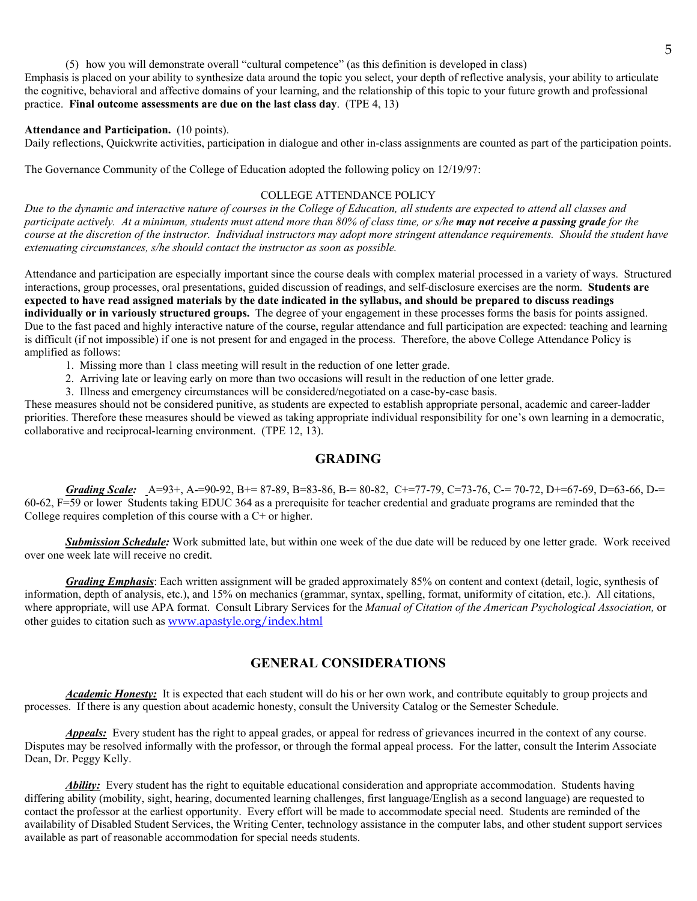(5) how you will demonstrate overall "cultural competence" (as this definition is developed in class)

Emphasis is placed on your ability to synthesize data around the topic you select, your depth of reflective analysis, your ability to articulate the cognitive, behavioral and affective domains of your learning, and the relationship of this topic to your future growth and professional practice. **Final outcome assessments are due on the last class day**. (TPE 4, 13)

**Attendance and Participation.** (10 points).

Daily reflections, Quickwrite activities, participation in dialogue and other in-class assignments are counted as part of the participation points.

The Governance Community of the College of Education adopted the following policy on 12/19/97:

COLLEGE ATTENDANCE POLICY

*Due to the dynamic and interactive nature of courses in the College of Education, all students are expected to attend all classes and participate actively. At a minimum, students must attend more than 80% of class time, or s/he* ***may not receive a passing grade*** *for the course at the discretion of the instructor. Individual instructors may adopt more stringent attendance requirements. Should the student have extenuating circumstances, s/he should contact the instructor as soon as possible.*

Attendance and participation are especially important since the course deals with complex material processed in a variety of ways. Structured interactions, group processes, oral presentations, guided discussion of readings, and self-disclosure exercises are the norm. **Students are expected to have read assigned materials by the date indicated in the syllabus, and should be prepared to discuss readings individually or in variously structured groups.** The degree of your engagement in these processes forms the basis for points assigned. Due to the fast paced and highly interactive nature of the course, regular attendance and full participation are expected: teaching and learning is difficult (if not impossible) if one is not present for and engaged in the process. Therefore, the above College Attendance Policy is amplified as follows:

1. Missing more than 1 class meeting will result in the reduction of one letter grade.
2. Arriving late or leaving early on more than two occasions will result in the reduction of one letter grade.
3. Illness and emergency circumstances will be considered/negotiated on a case-by-case basis.

These measures should not be considered punitive, as students are expected to establish appropriate personal, academic and career-ladder priorities. Therefore these measures should be viewed as taking appropriate individual responsibility for one's own learning in a democratic, collaborative and reciprocal-learning environment. (TPE 12, 13).

## GRADING

***Grading Scale:*** A=93+, A-=90-92, B+= 87-89, B=83-86, B-= 80-82, C+=77-79, C=73-76, C-= 70-72, D+=67-69, D=63-66, D-= 60-62, F=59 or lower Students taking EDUC 364 as a prerequisite for teacher credential and graduate programs are reminded that the College requires completion of this course with a C+ or higher.

***Submission Schedule:*** Work submitted late, but within one week of the due date will be reduced by one letter grade. Work received over one week late will receive no credit.

***Grading Emphasis***: Each written assignment will be graded approximately 85% on content and context (detail, logic, synthesis of information, depth of analysis, etc.), and 15% on mechanics (grammar, syntax, spelling, format, uniformity of citation, etc.). All citations, where appropriate, will use APA format. Consult Library Services for the *Manual of Citation of the American Psychological Association,* or other guides to citation such as www.apastyle.org/index.html

## GENERAL CONSIDERATIONS

***Academic Honesty:*** It is expected that each student will do his or her own work, and contribute equitably to group projects and processes. If there is any question about academic honesty, consult the University Catalog or the Semester Schedule.

***Appeals:*** Every student has the right to appeal grades, or appeal for redress of grievances incurred in the context of any course. Disputes may be resolved informally with the professor, or through the formal appeal process. For the latter, consult the Interim Associate Dean, Dr. Peggy Kelly.

***Ability:*** Every student has the right to equitable educational consideration and appropriate accommodation. Students having differing ability (mobility, sight, hearing, documented learning challenges, first language/English as a second language) are requested to contact the professor at the earliest opportunity. Every effort will be made to accommodate special need. Students are reminded of the availability of Disabled Student Services, the Writing Center, technology assistance in the computer labs, and other student support services available as part of reasonable accommodation for special needs students.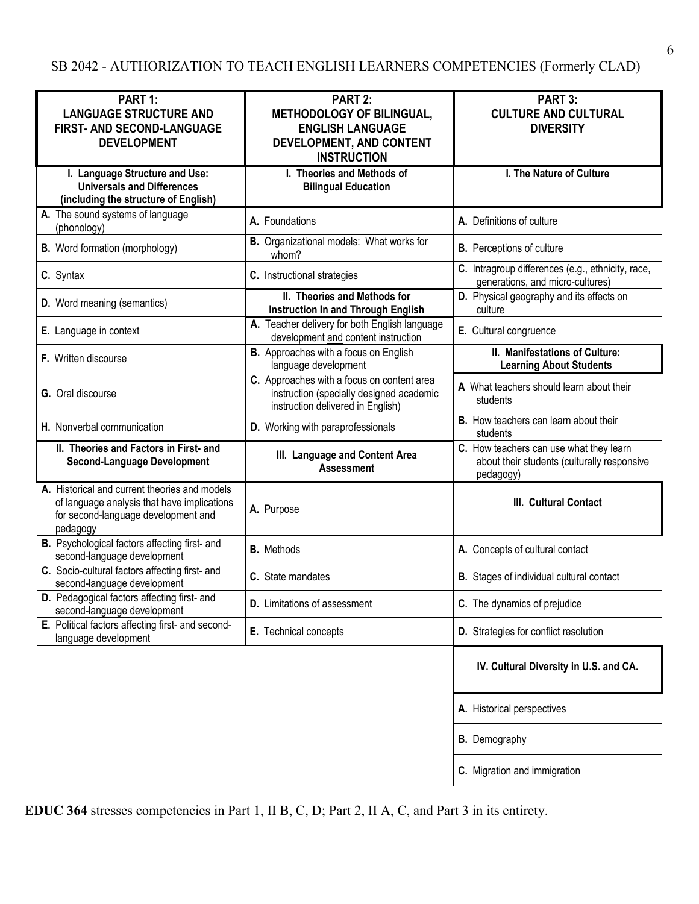## SB 2042 - AUTHORIZATION TO TEACH ENGLISH LEARNERS COMPETENCIES (Formerly CLAD)

| PART 1: LANGUAGE STRUCTURE AND FIRST- AND SECOND-LANGUAGE DEVELOPMENT | PART 2: METHODOLOGY OF BILINGUAL, ENGLISH LANGUAGE DEVELOPMENT, AND CONTENT INSTRUCTION | PART 3: CULTURE AND CULTURAL DIVERSITY |
|---|---|---|
| **I. Language Structure and Use: Universals and Differences (including the structure of English)** | **I. Theories and Methods of Bilingual Education** | **I. The Nature of Culture** |
| **A.** The sound systems of language (phonology) | **A.** Foundations | **A.** Definitions of culture |
| **B.** Word formation (morphology) | **B.** Organizational models: What works for whom? | **B.** Perceptions of culture |
| **C.** Syntax | **C.** Instructional strategies | **C.** Intragroup differences (e.g., ethnicity, race, generations, and micro-cultures) |
| **D.** Word meaning (semantics) | **II. Theories and Methods for Instruction In and Through English** | **D.** Physical geography and its effects on culture |
| **E.** Language in context | **A.** Teacher delivery for both English language development and content instruction | **E.** Cultural congruence |
| **F.** Written discourse | **B.** Approaches with a focus on English language development | **II. Manifestations of Culture: Learning About Students** |
| **G.** Oral discourse | **C.** Approaches with a focus on content area instruction (specially designed academic instruction delivered in English) | **A** What teachers should learn about their students |
| **H.** Nonverbal communication | **D.** Working with paraprofessionals | **B.** How teachers can learn about their students |
| **II. Theories and Factors in First- and Second-Language Development** | **III. Language and Content Area Assessment** | **C.** How teachers can use what they learn about their students (culturally responsive pedagogy) |
| **A.** Historical and current theories and models of language analysis that have implications for second-language development and pedagogy | **A.** Purpose | **III. Cultural Contact** |
| **B.** Psychological factors affecting first- and second-language development | **B.** Methods | **A.** Concepts of cultural contact |
| **C.** Socio-cultural factors affecting first- and second-language development | **C.** State mandates | **B.** Stages of individual cultural contact |
| **D.** Pedagogical factors affecting first- and second-language development | **D.** Limitations of assessment | **C.** The dynamics of prejudice |
| **E.** Political factors affecting first- and second-language development | **E.** Technical concepts | **D.** Strategies for conflict resolution |
| | | **IV. Cultural Diversity in U.S. and CA.** |
| | | **A.** Historical perspectives |
| | | **B.** Demography |
| | | **C.** Migration and immigration |

**EDUC 364** stresses competencies in Part 1, II B, C, D; Part 2, II A, C, and Part 3 in its entirety.